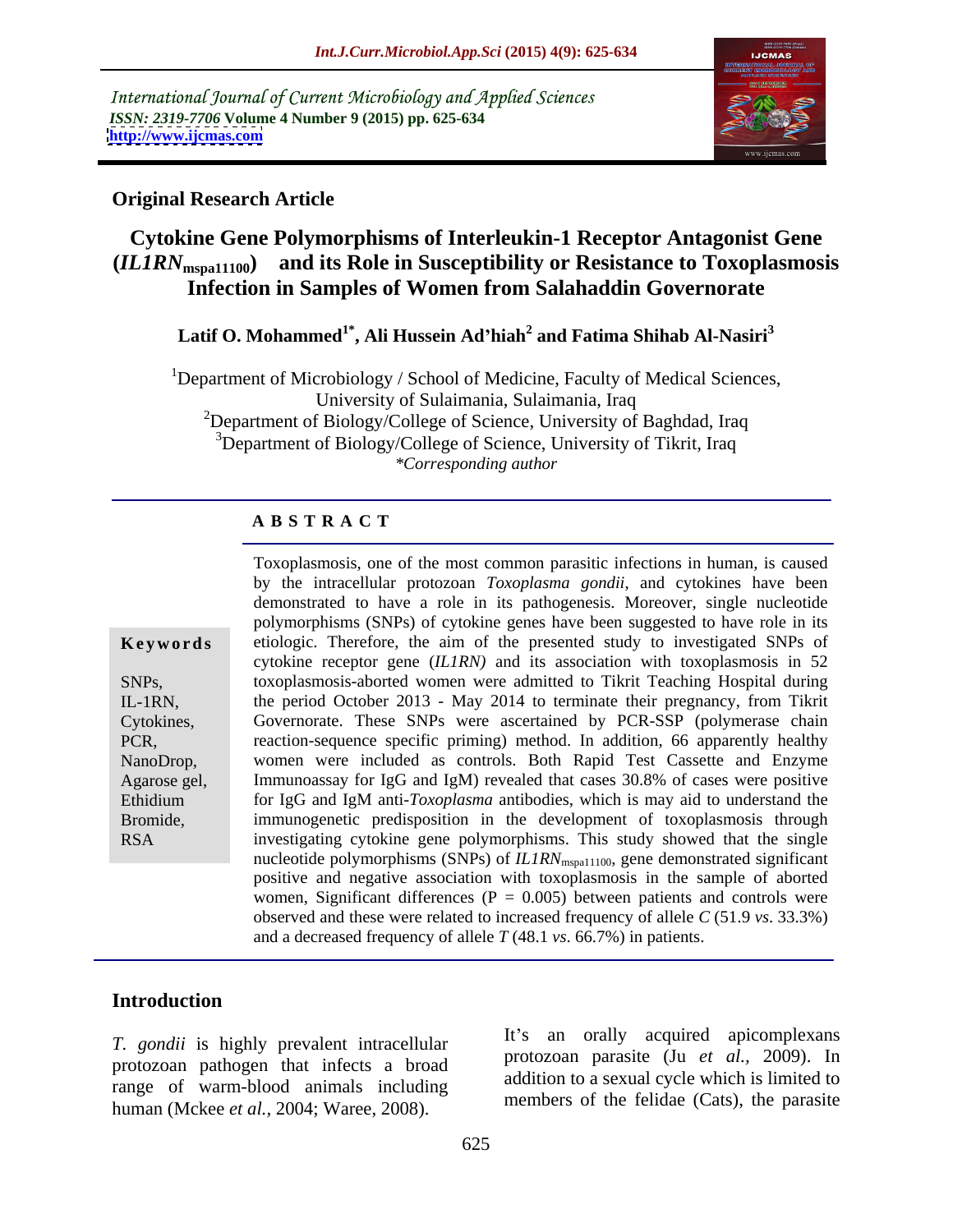International Journal of Current Microbiology and Applied Sciences
*ISSN: 2319-7706* **Volume 4 Number 9 (2015) pp. 625-634**
**http://www.ijcmas.com**

**Original Research Article**

# Cytokine Gene Polymorphisms of Interleukin-1 Receptor Antagonist Gene (*IL1RN*$_{\mathbf{mspa11100}}$) and its Role in Susceptibility or Resistance to Toxoplasmosis Infection in Samples of Women from Salahaddin Governorate

**Latif O. Mohammed[1*], Ali Hussein Ad'hiah[2] and Fatima Shihab Al-Nasiri[3]**

[1]Department of Microbiology / School of Medicine, Faculty of Medical Sciences, University of Sulaimania, Sulaimania, Iraq
[2]Department of Biology/College of Science, University of Baghdad, Iraq
[3]Department of Biology/College of Science, University of Tikrit, Iraq
*\*Corresponding author*

## ABSTRACT

**Keywords**

SNPs, IL-1RN, Cytokines, PCR, NanoDrop, Agarose gel, Ethidium Bromide, RSA

Toxoplasmosis, one of the most common parasitic infections in human, is caused by the intracellular protozoan *Toxoplasma gondii*, and cytokines have been demonstrated to have a role in its pathogenesis. Moreover, single nucleotide polymorphisms (SNPs) of cytokine genes have been suggested to have role in its etiologic. Therefore, the aim of the presented study to investigated SNPs of cytokine receptor gene (*IL1RN)* and its association with toxoplasmosis in 52 toxoplasmosis-aborted women were admitted to Tikrit Teaching Hospital during the period October 2013 - May 2014 to terminate their pregnancy, from Tikrit Governorate. These SNPs were ascertained by PCR-SSP (polymerase chain reaction-sequence specific priming) method. In addition, 66 apparently healthy women were included as controls. Both Rapid Test Cassette and Enzyme Immunoassay for IgG and IgM) revealed that cases 30.8% of cases were positive for IgG and IgM anti-*Toxoplasma* antibodies, which is may aid to understand the immunogenetic predisposition in the development of toxoplasmosis through investigating cytokine gene polymorphisms. This study showed that the single nucleotide polymorphisms (SNPs) of *IL1RN*$_{\text{mspa11100}}$, gene demonstrated significant positive and negative association with toxoplasmosis in the sample of aborted women, Significant differences ($P = 0.005$) between patients and controls were observed and these were related to increased frequency of allele *C* (51.9 *vs*. 33.3%) and a decreased frequency of allele *T* (48.1 *vs*. 66.7%) in patients.

## Introduction

*T. gondii* is highly prevalent intracellular protozoan pathogen that infects a broad range of warm-blood animals including human (Mckee *et al.,* 2004; Waree, 2008).

It's an orally acquired apicomplexans protozoan parasite (Ju *et al.,* 2009). In addition to a sexual cycle which is limited to members of the felidae (Cats), the parasite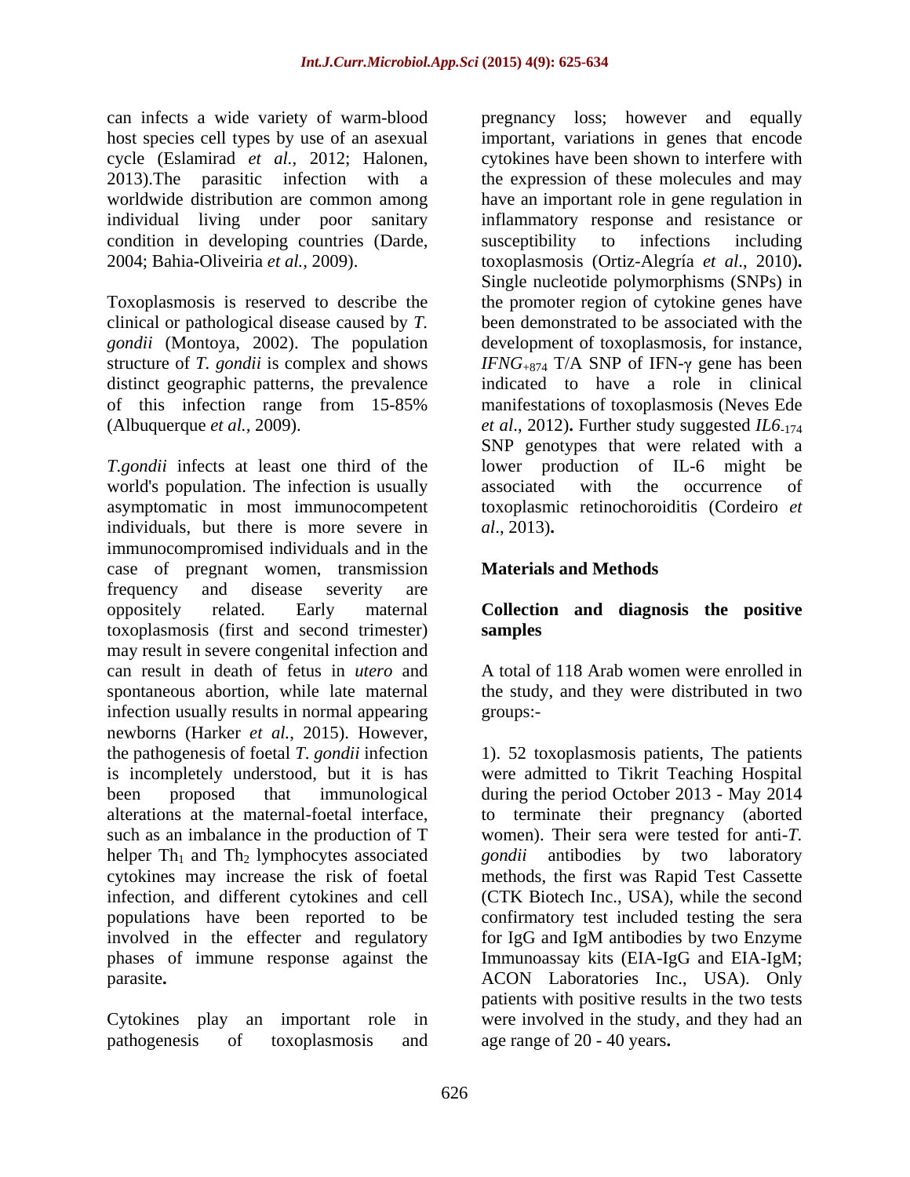can infects a wide variety of warm-blood host species cell types by use of an asexual cycle (Eslamirad *et al.,* 2012; Halonen, 2013).The parasitic infection with a worldwide distribution are common among individual living under poor sanitary condition in developing countries (Darde, 2004; Bahia-Oliveiria *et al.,* 2009).

Toxoplasmosis is reserved to describe the clinical or pathological disease caused by *T. gondii* (Montoya, 2002). The population structure of *T. gondii* is complex and shows distinct geographic patterns, the prevalence of this infection range from 15-85% (Albuquerque *et al.,* 2009).

*T.gondii* infects at least one third of the world's population. The infection is usually asymptomatic in most immunocompetent individuals, but there is more severe in immunocompromised individuals and in the case of pregnant women, transmission frequency and disease severity are oppositely related. Early maternal toxoplasmosis (first and second trimester) may result in severe congenital infection and can result in death of fetus in *utero* and spontaneous abortion, while late maternal infection usually results in normal appearing newborns (Harker *et al.*, 2015). However, the pathogenesis of foetal *T. gondii* infection is incompletely understood, but it is has been proposed that immunological alterations at the maternal-foetal interface, such as an imbalance in the production of T helper $Th_1$ and $Th_2$ lymphocytes associated cytokines may increase the risk of foetal infection, and different cytokines and cell populations have been reported to be involved in the effecter and regulatory phases of immune response against the parasite**.**

Cytokines play an important role in pathogenesis of toxoplasmosis and pregnancy loss; however and equally important, variations in genes that encode cytokines have been shown to interfere with the expression of these molecules and may have an important role in gene regulation in inflammatory response and resistance or susceptibility to infections including toxoplasmosis (Ortiz-Alegría *et al*., 2010)**.** Single nucleotide polymorphisms (SNPs) in the promoter region of cytokine genes have been demonstrated to be associated with the development of toxoplasmosis, for instance, $IFNG_{+874}$ T/A SNP of IFN-γ gene has been indicated to have a role in clinical manifestations of toxoplasmosis (Neves Ede *et al*., 2012)**.** Further study suggested $IL6_{-174}$ SNP genotypes that were related with a lower production of IL-6 might be associated with the occurrence of toxoplasmic retinochoroiditis (Cordeiro *et al*., 2013)**.**

## Materials and Methods

### Collection and diagnosis the positive samples

A total of 118 Arab women were enrolled in the study, and they were distributed in two groups:-

1). 52 toxoplasmosis patients, The patients were admitted to Tikrit Teaching Hospital during the period October 2013 - May 2014 to terminate their pregnancy (aborted women). Their sera were tested for anti-*T. gondii* antibodies by two laboratory methods, the first was Rapid Test Cassette (CTK Biotech Inc., USA), while the second confirmatory test included testing the sera for IgG and IgM antibodies by two Enzyme Immunoassay kits (EIA-IgG and EIA-IgM; ACON Laboratories Inc., USA). Only patients with positive results in the two tests were involved in the study, and they had an age range of 20 - 40 years**.**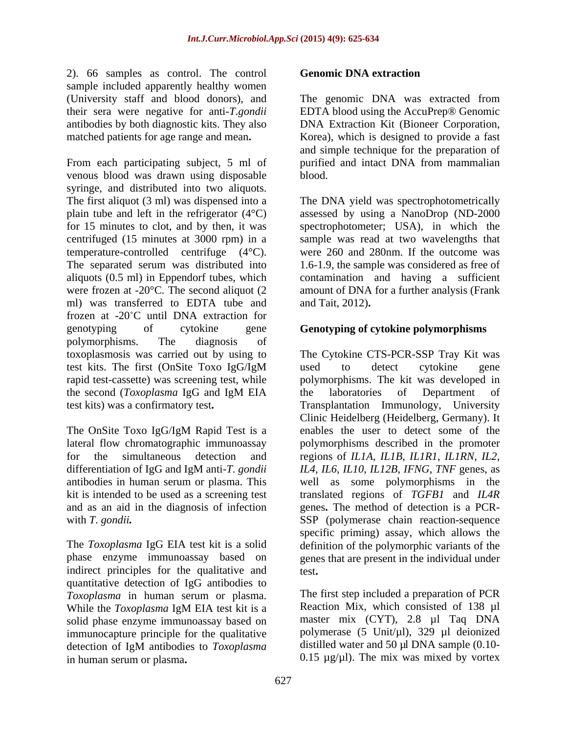2). 66 samples as control. The control sample included apparently healthy women (University staff and blood donors), and their sera were negative for anti-*T.gondii* antibodies by both diagnostic kits. They also matched patients for age range and mean**.**

From each participating subject, 5 ml of venous blood was drawn using disposable syringe, and distributed into two aliquots. The first aliquot (3 ml) was dispensed into a plain tube and left in the refrigerator (4°C) for 15 minutes to clot, and by then, it was centrifuged (15 minutes at 3000 rpm) in a temperature-controlled centrifuge (4°C). The separated serum was distributed into aliquots (0.5 ml) in Eppendorf tubes, which were frozen at -20°C. The second aliquot (2 ml) was transferred to EDTA tube and frozen at -20˚C until DNA extraction for genotyping of cytokine gene polymorphisms. The diagnosis of toxoplasmosis was carried out by using to test kits. The first (OnSite Toxo IgG/IgM rapid test-cassette) was screening test, while the second (*Toxoplasma* IgG and IgM EIA test kits) was a confirmatory test**.**

The OnSite Toxo IgG/IgM Rapid Test is a lateral flow chromatographic immunoassay for the simultaneous detection and differentiation of IgG and IgM anti-*T. gondii* antibodies in human serum or plasma. This kit is intended to be used as a screening test and as an aid in the diagnosis of infection with *T. gondii.*

The *Toxoplasma* IgG EIA test kit is a solid phase enzyme immunoassay based on indirect principles for the qualitative and quantitative detection of IgG antibodies to *Toxoplasma* in human serum or plasma. While the *Toxoplasma* IgM EIA test kit is a solid phase enzyme immunoassay based on immunocapture principle for the qualitative detection of IgM antibodies to *Toxoplasma* in human serum or plasma**.**

**Genomic DNA extraction**

The genomic DNA was extracted from EDTA blood using the AccuPrep® Genomic DNA Extraction Kit (Bioneer Corporation, Korea), which is designed to provide a fast and simple technique for the preparation of purified and intact DNA from mammalian blood.

The DNA yield was spectrophotometrically assessed by using a NanoDrop (ND-2000 spectrophotometer; USA), in which the sample was read at two wavelengths that were 260 and 280nm. If the outcome was 1.6-1.9, the sample was considered as free of contamination and having a sufficient amount of DNA for a further analysis (Frank and Tait, 2012)**.**

**Genotyping of cytokine polymorphisms**

The Cytokine CTS-PCR-SSP Tray Kit was used to detect cytokine gene polymorphisms. The kit was developed in the laboratories of Department of Transplantation Immunology, University Clinic Heidelberg (Heidelberg, Germany). It enables the user to detect some of the polymorphisms described in the promoter regions of *IL1A*, *IL1B*, *IL1R1*, *IL1RN*, *IL2*, *IL4*, *IL6*, *IL10*, *IL12B*, *IFNG*, *TNF* genes, as well as some polymorphisms in the translated regions of *TGFB1* and *IL4R* genes**.** The method of detection is a PCR-SSP (polymerase chain reaction-sequence specific priming) assay, which allows the definition of the polymorphic variants of the genes that are present in the individual under test**.**

The first step included a preparation of PCR Reaction Mix, which consisted of 138 µl master mix (CYT), 2.8 µl Taq DNA polymerase (5 Unit/µl), 329 µl deionized distilled water and 50 µl DNA sample (0.10-0.15 µg/µl). The mix was mixed by vortex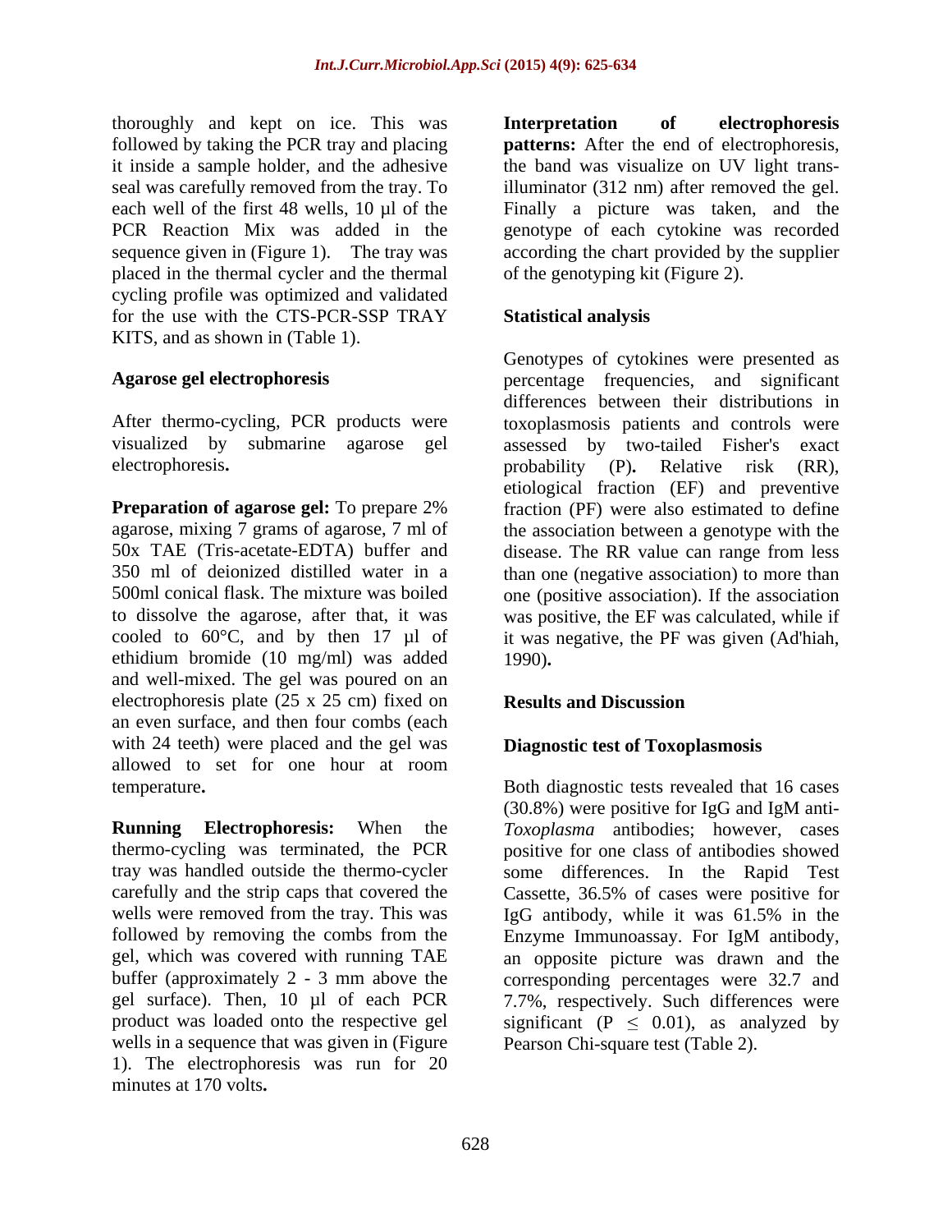thoroughly and kept on ice. This was followed by taking the PCR tray and placing it inside a sample holder, and the adhesive seal was carefully removed from the tray. To each well of the first 48 wells, 10 µl of the PCR Reaction Mix was added in the sequence given in (Figure 1). The tray was placed in the thermal cycler and the thermal cycling profile was optimized and validated for the use with the CTS-PCR-SSP TRAY KITS, and as shown in (Table 1).

### Agarose gel electrophoresis

After thermo-cycling, PCR products were visualized by submarine agarose gel electrophoresis**.**

**Preparation of agarose gel:** To prepare 2% agarose, mixing 7 grams of agarose, 7 ml of 50x TAE (Tris-acetate-EDTA) buffer and 350 ml of deionized distilled water in a 500ml conical flask. The mixture was boiled to dissolve the agarose, after that, it was cooled to 60°C, and by then 17 µl of ethidium bromide (10 mg/ml) was added and well-mixed. The gel was poured on an electrophoresis plate (25 x 25 cm) fixed on an even surface, and then four combs (each with 24 teeth) were placed and the gel was allowed to set for one hour at room temperature**.**

**Running Electrophoresis:** When the thermo-cycling was terminated, the PCR tray was handled outside the thermo-cycler carefully and the strip caps that covered the wells were removed from the tray. This was followed by removing the combs from the gel, which was covered with running TAE buffer (approximately 2 - 3 mm above the gel surface). Then, 10 µl of each PCR product was loaded onto the respective gel wells in a sequence that was given in (Figure 1). The electrophoresis was run for 20 minutes at 170 volts**.**

**Interpretation of electrophoresis patterns:** After the end of electrophoresis, the band was visualize on UV light trans-illuminator (312 nm) after removed the gel. Finally a picture was taken, and the genotype of each cytokine was recorded according the chart provided by the supplier of the genotyping kit (Figure 2).

### Statistical analysis

Genotypes of cytokines were presented as percentage frequencies, and significant differences between their distributions in toxoplasmosis patients and controls were assessed by two-tailed Fisher's exact probability (P)**.** Relative risk (RR), etiological fraction (EF) and preventive fraction (PF) were also estimated to define the association between a genotype with the disease. The RR value can range from less than one (negative association) to more than one (positive association). If the association was positive, the EF was calculated, while if it was negative, the PF was given (Ad'hiah, 1990)**.**

## Results and Discussion

### Diagnostic test of Toxoplasmosis

Both diagnostic tests revealed that 16 cases (30.8%) were positive for IgG and IgM anti-*Toxoplasma* antibodies; however, cases positive for one class of antibodies showed some differences. In the Rapid Test Cassette, 36.5% of cases were positive for IgG antibody, while it was 61.5% in the Enzyme Immunoassay. For IgM antibody, an opposite picture was drawn and the corresponding percentages were 32.7 and 7.7%, respectively. Such differences were significant ($P \leq 0.01$), as analyzed by Pearson Chi-square test (Table 2).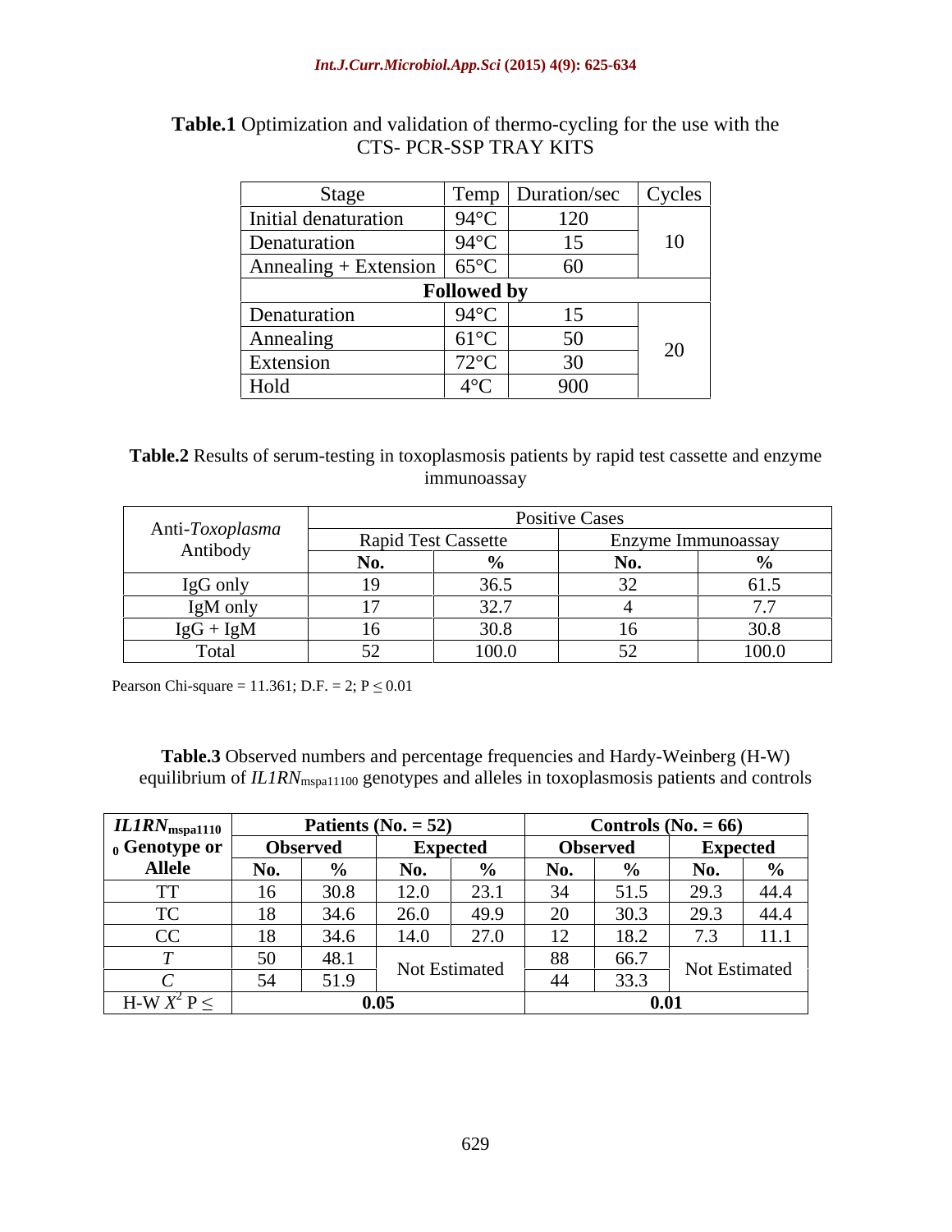**Table.1** Optimization and validation of thermo-cycling for the use with the CTS- PCR-SSP TRAY KITS

| Stage | Temp | Duration/sec | Cycles |
|---|---|---|---|
| Initial denaturation | 94°C | 120 | 10 |
| Denaturation | 94°C | 15 | |
| Annealing + Extension | 65°C | 60 | |
| **Followed by** | | | |
| Denaturation | 94°C | 15 | 20 |
| Annealing | 61°C | 50 | |
| Extension | 72°C | 30 | |
| Hold | 4°C | 900 | |

**Table.2** Results of serum-testing in toxoplasmosis patients by rapid test cassette and enzyme immunoassay

| Anti-*Toxoplasma* Antibody | Positive Cases | | | |
|---|---|---|---|---|
| | Rapid Test Cassette | | Enzyme Immunoassay | |
| | **No.** | **%** | **No.** | **%** |
| IgG only | 19 | 36.5 | 32 | 61.5 |
| IgM only | 17 | 32.7 | 4 | 7.7 |
| IgG + IgM | 16 | 30.8 | 16 | 30.8 |
| Total | 52 | 100.0 | 52 | 100.0 |

Pearson Chi-square = 11.361; D.F. = 2; $P \leq 0.01$

**Table.3** Observed numbers and percentage frequencies and Hardy-Weinberg (H-W) equilibrium of $IL1RN_{mspa11100}$ genotypes and alleles in toxoplasmosis patients and controls

| $IL1RN_{mspa11100}$ Genotype or Allele | **Patients (No. = 52)** | | | | **Controls (No. = 66)** | | | |
|---|---|---|---|---|---|---|---|---|
| | **Observed** | | **Expected** | | **Observed** | | **Expected** | |
| | **No.** | **%** | **No.** | **%** | **No.** | **%** | **No.** | **%** |
| TT | 16 | 30.8 | 12.0 | 23.1 | 34 | 51.5 | 29.3 | 44.4 |
| TC | 18 | 34.6 | 26.0 | 49.9 | 20 | 30.3 | 29.3 | 44.4 |
| CC | 18 | 34.6 | 14.0 | 27.0 | 12 | 18.2 | 7.3 | 11.1 |
| *T* | 50 | 48.1 | Not Estimated | | 88 | 66.7 | Not Estimated | |
| *C* | 54 | 51.9 | | | 44 | 33.3 | | |
| H-W $X^2$ $P \leq$ | **0.05** | | | | **0.01** | | | |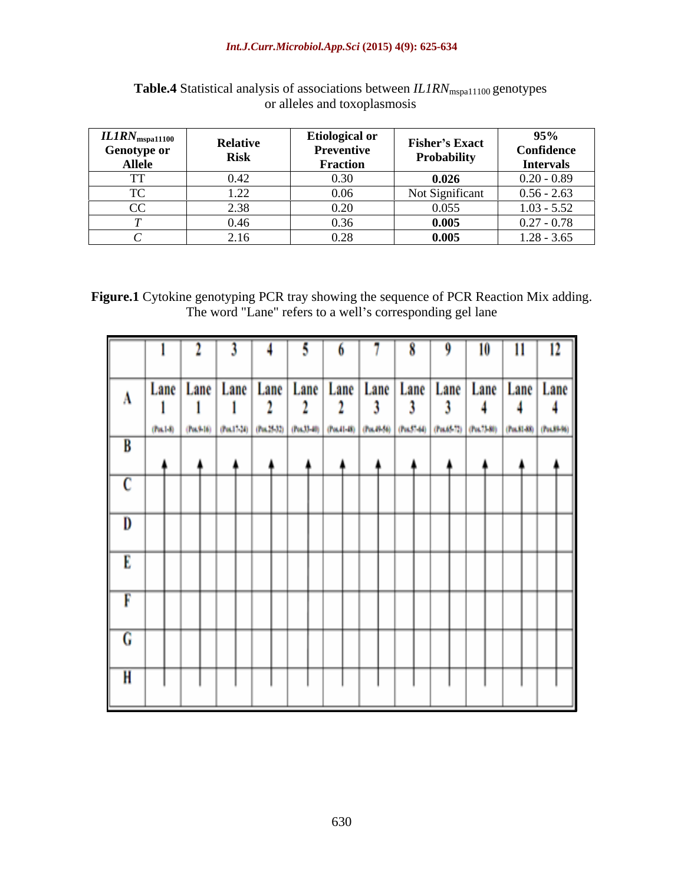**Table.4** Statistical analysis of associations between *IL1RN*$_{\text{mspa11100}}$ genotypes or alleles and toxoplasmosis

| *IL1RN*$_{\text{mspa11100}}$ Genotype or Allele | Relative Risk | Etiological or Preventive Fraction | Fisher's Exact Probability | 95% Confidence Intervals |
|---|---|---|---|---|
| TT | 0.42 | 0.30 | **0.026** | 0.20 - 0.89 |
| TC | 1.22 | 0.06 | Not Significant | 0.56 - 2.63 |
| CC | 2.38 | 0.20 | 0.055 | 1.03 - 5.52 |
| *T* | 0.46 | 0.36 | **0.005** | 0.27 - 0.78 |
| *C* | 2.16 | 0.28 | **0.005** | 1.28 - 3.65 |

**Figure.1** Cytokine genotyping PCR tray showing the sequence of PCR Reaction Mix adding. The word "Lane" refers to a well's corresponding gel lane

| | 1 | 2 | 3 | 4 | 5 | 6 | 7 | 8 | 9 | 10 | 11 | 12 |
|---|---|---|---|---|---|---|---|---|---|---|---|---|
| A | Lane 1 (Pos.1-8) | Lane 1 (Pos.9-16) | Lane 1 (Pos.17-24) | Lane 2 (Pos.25-32) | Lane 2 (Pos.33-40) | Lane 2 (Pos.41-48) | Lane 3 (Pos.49-56) | Lane 3 (Pos.57-64) | Lane 3 (Pos.65-72) | Lane 4 (Pos.73-80) | Lane 4 (Pos.81-88) | Lane 4 (Pos.89-96) |
| B | | | | | | | | | | | | |
| C | | | | | | | | | | | | |
| D | | | | | | | | | | | | |
| E | | | | | | | | | | | | |
| F | | | | | | | | | | | | |
| G | | | | | | | | | | | | |
| H | | | | | | | | | | | | |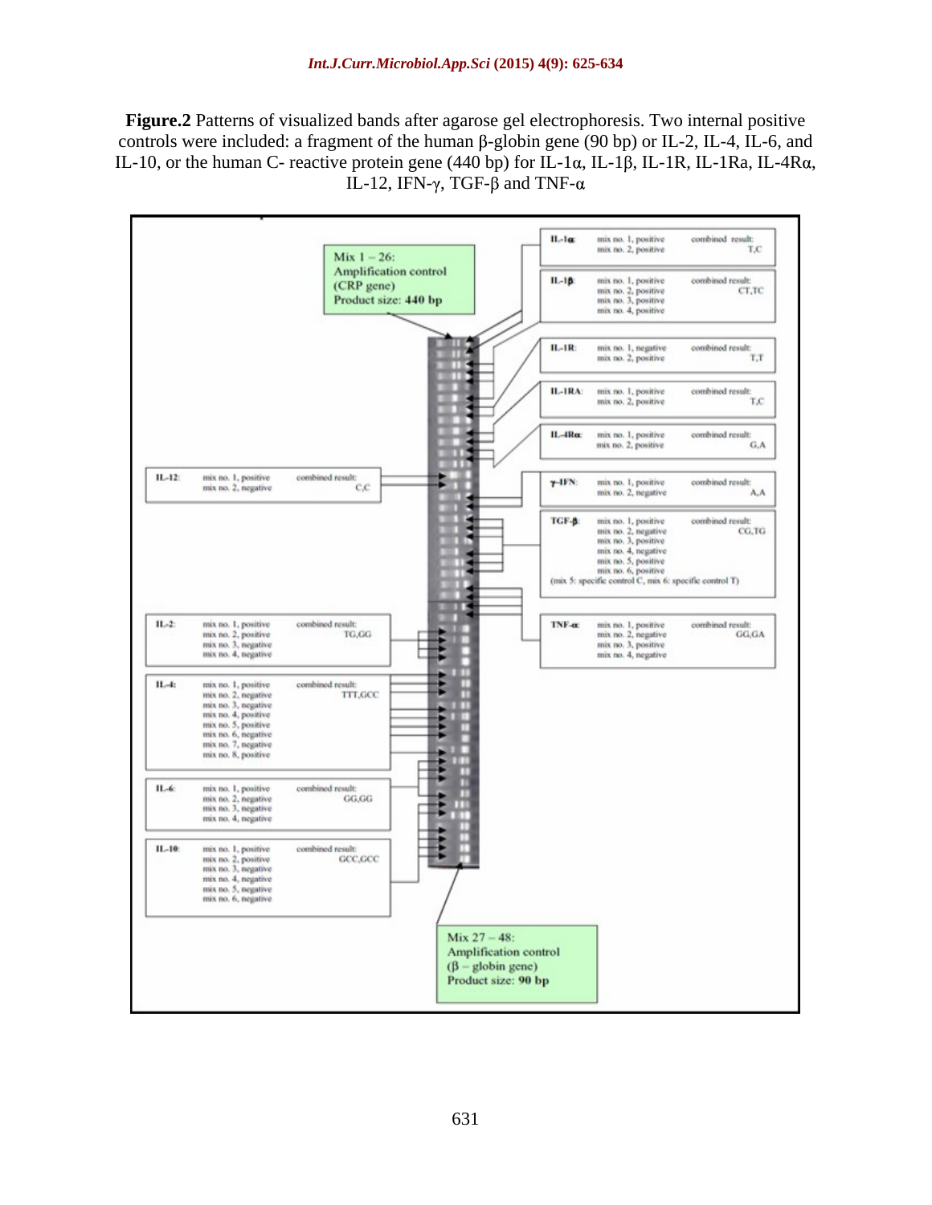**Figure.2** Patterns of visualized bands after agarose gel electrophoresis. Two internal positive controls were included: a fragment of the human β-globin gene (90 bp) or IL-2, IL-4, IL-6, and IL-10, or the human C- reactive protein gene (440 bp) for IL-1α, IL-1β, IL-1R, IL-1Ra, IL-4Rα, IL-12, IFN-γ, TGF-β and TNF-α

Mix 1 – 26:
Amplification control
(CRP gene)
Product size: **440 bp**

**IL-1α:** mix no. 1, positive; mix no. 2, positive — combined result: T,C

**IL-1β:** mix no. 1, positive; mix no. 2, positive; mix no. 3, positive; mix no. 4, positive — combined result: CT,TC

**IL-1R:** mix no. 1, negative; mix no. 2, positive — combined result: T,T

**IL-1RA:** mix no. 1, positive; mix no. 2, positive — combined result: T,C

**IL-4Rα:** mix no. 1, positive; mix no. 2, positive — combined result: G,A

**IL-12:** mix no. 1, positive; mix no. 2, negative — combined result: C,C

**γ-IFN:** mix no. 1, positive; mix no. 2, negative — combined result: A,A

**TGF-β:** mix no. 1, positive; mix no. 2, negative; mix no. 3, positive; mix no. 4, negative; mix no. 5, positive; mix no. 6, positive — combined result: CG,TG
(mix 5: specific control C, mix 6: specific control T)

**IL-2:** mix no. 1, positive; mix no. 2, positive; mix no. 3, negative; mix no. 4, negative — combined result: TG,GG

**TNF-α:** mix no. 1, positive; mix no. 2, negative; mix no. 3, positive; mix no. 4, negative — combined result: GG,GA

**IL-4:** mix no. 1, positive; mix no. 2, negative; mix no. 3, negative; mix no. 4, positive; mix no. 5, positive; mix no. 6, negative; mix no. 7, negative; mix no. 8, positive — combined result: TTT,GCC

**IL-6:** mix no. 1, positive; mix no. 2, negative; mix no. 3, negative; mix no. 4, negative — combined result: GG,GG

**IL-10:** mix no. 1, positive; mix no. 2, positive; mix no. 3, negative; mix no. 4, negative; mix no. 5, negative; mix no. 6, negative — combined result: GCC,GCC

Mix 27 – 48:
Amplification control
(β – globin gene)
Product size: **90 bp**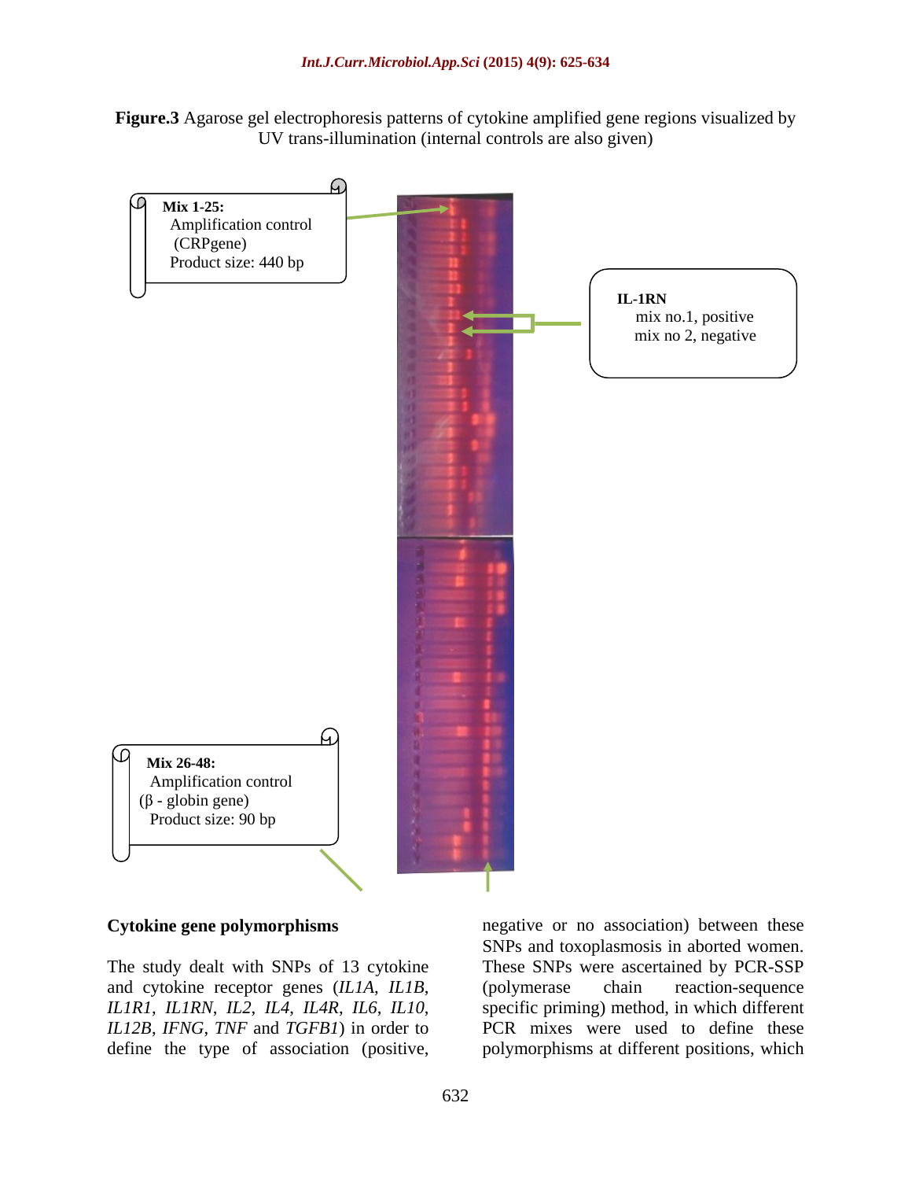**Figure.3** Agarose gel electrophoresis patterns of cytokine amplified gene regions visualized by UV trans-illumination (internal controls are also given)

**Mix 1-25:**
Amplification control
(CRPgene)
Product size: 440 bp

**IL-1RN**
mix no.1, positive
mix no 2, negative

**Mix 26-48:**
Amplification control
(β - globin gene)
Product size: 90 bp

**Cytokine gene polymorphisms**

The study dealt with SNPs of 13 cytokine and cytokine receptor genes (*IL1A*, *IL1B*, *IL1R1*, *IL1RN*, *IL2*, *IL4*, *IL4R*, *IL6*, *IL10*, *IL12B*, *IFNG*, *TNF* and *TGFB1*) in order to define the type of association (positive, negative or no association) between these SNPs and toxoplasmosis in aborted women. These SNPs were ascertained by PCR-SSP (polymerase chain reaction-sequence specific priming) method, in which different PCR mixes were used to define these polymorphisms at different positions, which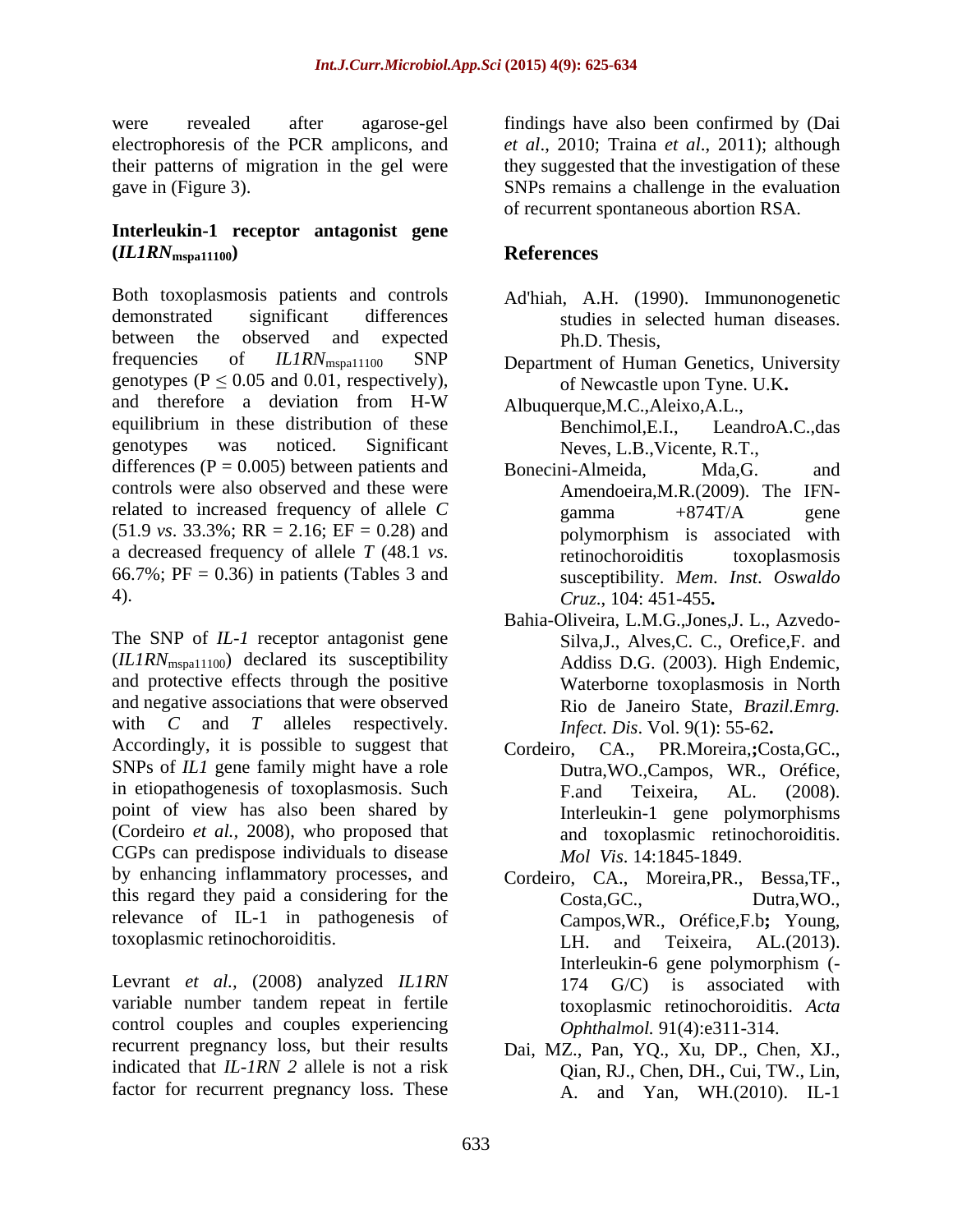were revealed after agarose-gel electrophoresis of the PCR amplicons, and their patterns of migration in the gel were gave in (Figure 3).

### Interleukin-1 receptor antagonist gene (*IL1RN*$_{mspa11100}$)

Both toxoplasmosis patients and controls demonstrated significant differences between the observed and expected frequencies of *IL1RN*$_{mspa11100}$ SNP genotypes ($P \leq 0.05$ and 0.01, respectively), and therefore a deviation from H-W equilibrium in these distribution of these genotypes was noticed. Significant differences ($P = 0.005$) between patients and controls were also observed and these were related to increased frequency of allele *C* (51.9 *vs*. 33.3%; RR = 2.16; EF = 0.28) and a decreased frequency of allele *T* (48.1 *vs*. 66.7%; PF = 0.36) in patients (Tables 3 and 4).

The SNP of *IL-1* receptor antagonist gene (*IL1RN*$_{mspa11100}$) declared its susceptibility and protective effects through the positive and negative associations that were observed with *C* and *T* alleles respectively. Accordingly, it is possible to suggest that SNPs of *IL1* gene family might have a role in etiopathogenesis of toxoplasmosis. Such point of view has also been shared by (Cordeiro *et al.,* 2008), who proposed that CGPs can predispose individuals to disease by enhancing inflammatory processes, and this regard they paid a considering for the relevance of IL-1 in pathogenesis of toxoplasmic retinochoroiditis.

Levrant *et al.,* (2008) analyzed *IL1RN* variable number tandem repeat in fertile control couples and couples experiencing recurrent pregnancy loss, but their results indicated that *IL-1RN 2* allele is not a risk factor for recurrent pregnancy loss. These findings have also been confirmed by (Dai *et al*., 2010; Traina *et al*., 2011); although they suggested that the investigation of these SNPs remains a challenge in the evaluation of recurrent spontaneous abortion RSA.

## References

Ad'hiah, A.H. (1990). Immunonogenetic studies in selected human diseases. Ph.D. Thesis,

Department of Human Genetics, University of Newcastle upon Tyne. U.K.

Albuquerque,M.C.,Aleixo,A.L., Benchimol,E.I., LeandroA.C.,das Neves, L.B.,Vicente, R.T.,

Bonecini-Almeida, Mda,G. and Amendoeira,M.R.(2009). The IFN-gamma +874T/A gene polymorphism is associated with retinochoroiditis toxoplasmosis susceptibility. *Mem. Inst. Oswaldo Cruz*., 104: 451-455.

Bahia-Oliveira, L.M.G.,Jones,J. L., Azvedo-Silva,J., Alves,C. C., Orefice,F. and Addiss D.G. (2003). High Endemic, Waterborne toxoplasmosis in North Rio de Janeiro State, *Brazil.Emrg. Infect. Dis*. Vol. 9(1): 55-62.

Cordeiro, CA., PR.Moreira,;Costa,GC., Dutra,WO.,Campos, WR., Oréfice, F.and Teixeira, AL. (2008). Interleukin-1 gene polymorphisms and toxoplasmic retinochoroiditis. *Mol Vis*. 14:1845-1849.

Cordeiro, CA., Moreira,PR., Bessa,TF., Costa,GC., Dutra,WO., Campos,WR., Oréfice,F.b; Young, LH. and Teixeira, AL.(2013). Interleukin-6 gene polymorphism (-174 G/C) is associated with toxoplasmic retinochoroiditis. *Acta Ophthalmol.* 91(4):e311-314.

Dai, MZ., Pan, YQ., Xu, DP., Chen, XJ., Qian, RJ., Chen, DH., Cui, TW., Lin, A. and Yan, WH.(2010). IL-1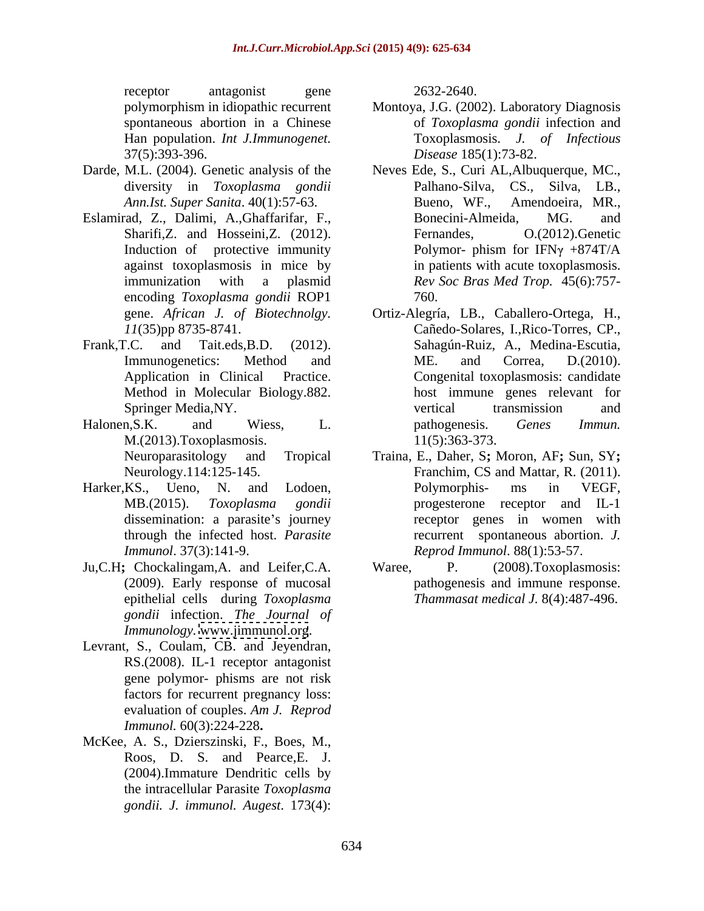receptor antagonist gene polymorphism in idiopathic recurrent spontaneous abortion in a Chinese Han population. *Int J.Immunogenet.* 37(5):393-396.

Darde, M.L. (2004). Genetic analysis of the diversity in *Toxoplasma gondii* *Ann.Ist. Super Sanita*. 40(1):57-63.

Eslamirad, Z., Dalimi, A.,Ghaffarifar, F., Sharifi,Z. and Hosseini,Z. (2012). Induction of protective immunity against toxoplasmosis in mice by immunization with a plasmid encoding *Toxoplasma gondii* ROP1 gene. *African J. of Biotechnolgy*. *11*(35)pp 8735-8741.

Frank,T.C. and Tait.eds,B.D. (2012). Immunogenetics: Method and Application in Clinical Practice. Method in Molecular Biology.882. Springer Media,NY.

Halonen,S.K. and Wiess, L. M.(2013).Toxoplasmosis. Neuroparasitology and Tropical Neurology.114:125-145.

Harker,KS., Ueno, N. and Lodoen, MB.(2015). *Toxoplasma gondii* dissemination: a parasite's journey through the infected host. *Parasite Immunol*. 37(3):141-9.

Ju,C.H**;** Chockalingam,A. and Leifer,C.A. (2009). Early response of mucosal epithelial cells during *Toxoplasma gondii* infection. *The Journal of Immunology*. www.jimmunol.org.

Levrant, S., Coulam, CB. and Jeyendran, RS.(2008). IL-1 receptor antagonist gene polymor- phisms are not risk factors for recurrent pregnancy loss: evaluation of couples. *Am J. Reprod Immunol.* 60(3):224-228**.**

McKee, A. S., Dzierszinski, F., Boes, M., Roos, D. S. and Pearce,E. J. (2004).Immature Dendritic cells by the intracellular Parasite *Toxoplasma gondii. J. immunol. Augest*. 173(4): 2632-2640.

Montoya, J.G. (2002). Laboratory Diagnosis of *Toxoplasma gondii* infection and Toxoplasmosis. *J. of Infectious Disease* 185(1):73-82.

Neves Ede, S., Curi AL,Albuquerque, MC., Palhano-Silva, CS., Silva, LB., Bueno, WF., Amendoeira, MR., Bonecini-Almeida, MG. and Fernandes, O.(2012).Genetic Polymor- phism for IFNγ +874T/A in patients with acute toxoplasmosis. *Rev Soc Bras Med Trop.* 45(6):757-760.

Ortiz-Alegría, LB., Caballero-Ortega, H., Cañedo-Solares, I.,Rico-Torres, CP., Sahagún-Ruiz, A., Medina-Escutia, ME. and Correa, D.(2010). Congenital toxoplasmosis: candidate host immune genes relevant for vertical transmission and pathogenesis. *Genes Immun.* 11(5):363-373.

Traina, E., Daher, S**;** Moron, AF**;** Sun, SY**;** Franchim, CS and Mattar, R. (2011). Polymorphis- ms in VEGF, progesterone receptor and IL-1 receptor genes in women with recurrent spontaneous abortion. *J. Reprod Immunol*. 88(1):53-57.

Waree, P. (2008).Toxoplasmosis: pathogenesis and immune response. *Thammasat medical J.* 8(4):487-496.